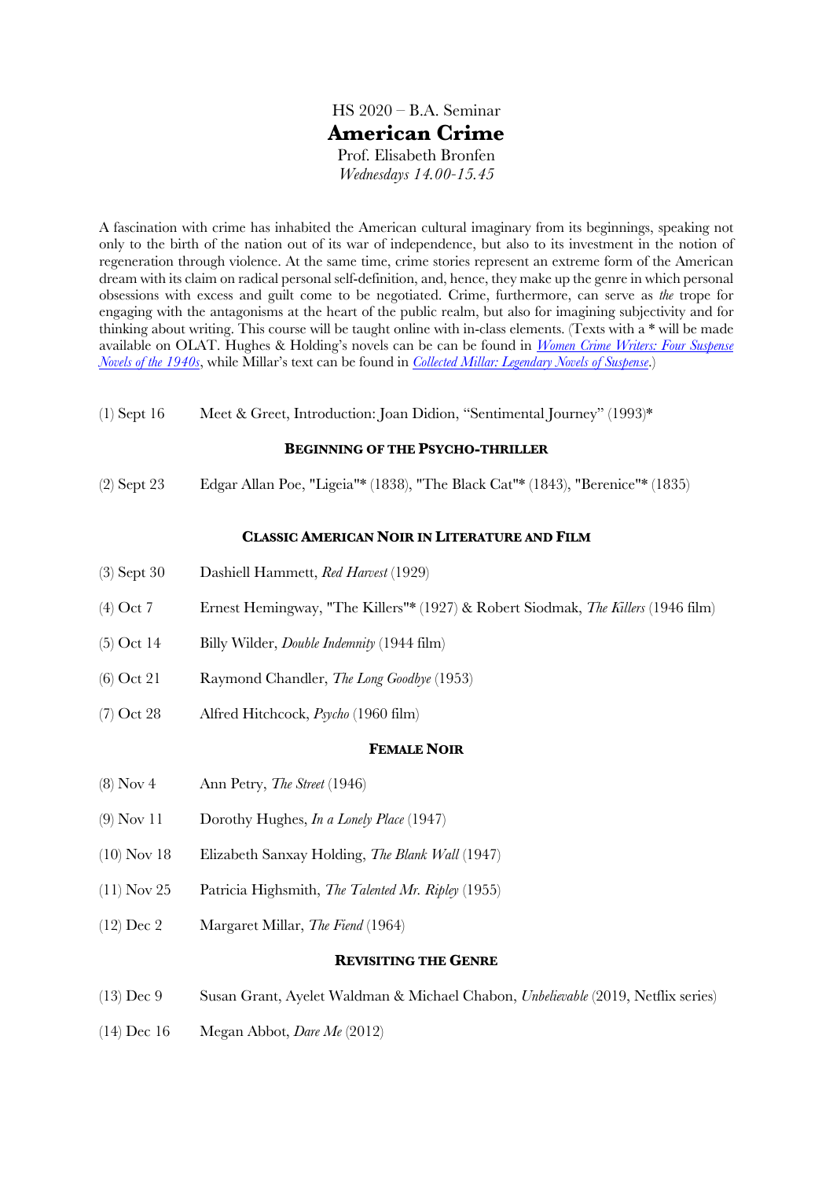HS 2020 – B.A. Seminar

# American Crime

Prof. Elisabeth Bronfen

*Wednesdays 14.00-15.45*

A fascination with crime has inhabited the American cultural imaginary from its beginnings, speaking not only to the birth of the nation out of its war of independence, but also to its investment in the notion of regeneration through violence. At the same time, crime stories represent an extreme form of the American dream with its claim on radical personal self-definition, and, hence, they make up the genre in which personal obsessions with excess and guilt come to be negotiated. Crime, furthermore, can serve as *the* trope for engaging with the antagonisms at the heart of the public realm, but also for imagining subjectivity and for thinking about writing. This course will be taught online with in-class elements. (Texts with a * will be made available on OLAT. Hughes & Holding's novels can be can be found in *Women Crime Writers: Four Suspense Novels of the 1940s*, while Millar's text can be found in *Collected Millar: Legendary Novels of Suspense*.)

(1) Sept 16 — Meet & Greet, Introduction: Joan Didion, "Sentimental Journey" (1993)*

## Beginning of the Psycho-thriller

(2) Sept 23 — Edgar Allan Poe, "Ligeia"* (1838), "The Black Cat"* (1843), "Berenice"* (1835)

## Classic American Noir in Literature and Film

(3) Sept 30 — Dashiell Hammett, *Red Harvest* (1929)

(4) Oct 7 — Ernest Hemingway, "The Killers"* (1927) & Robert Siodmak, *The Killers* (1946 film)

(5) Oct 14 — Billy Wilder, *Double Indemnity* (1944 film)

(6) Oct 21 — Raymond Chandler, *The Long Goodbye* (1953)

(7) Oct 28 — Alfred Hitchcock, *Psycho* (1960 film)

## Female Noir

(8) Nov 4 — Ann Petry, *The Street* (1946)

(9) Nov 11 — Dorothy Hughes, *In a Lonely Place* (1947)

(10) Nov 18 — Elizabeth Sanxay Holding, *The Blank Wall* (1947)

(11) Nov 25 — Patricia Highsmith, *The Talented Mr. Ripley* (1955)

(12) Dec 2 — Margaret Millar, *The Fiend* (1964)

## Revisiting the Genre

(13) Dec 9 — Susan Grant, Ayelet Waldman & Michael Chabon, *Unbelievable* (2019, Netflix series)

(14) Dec 16 — Megan Abbot, *Dare Me* (2012)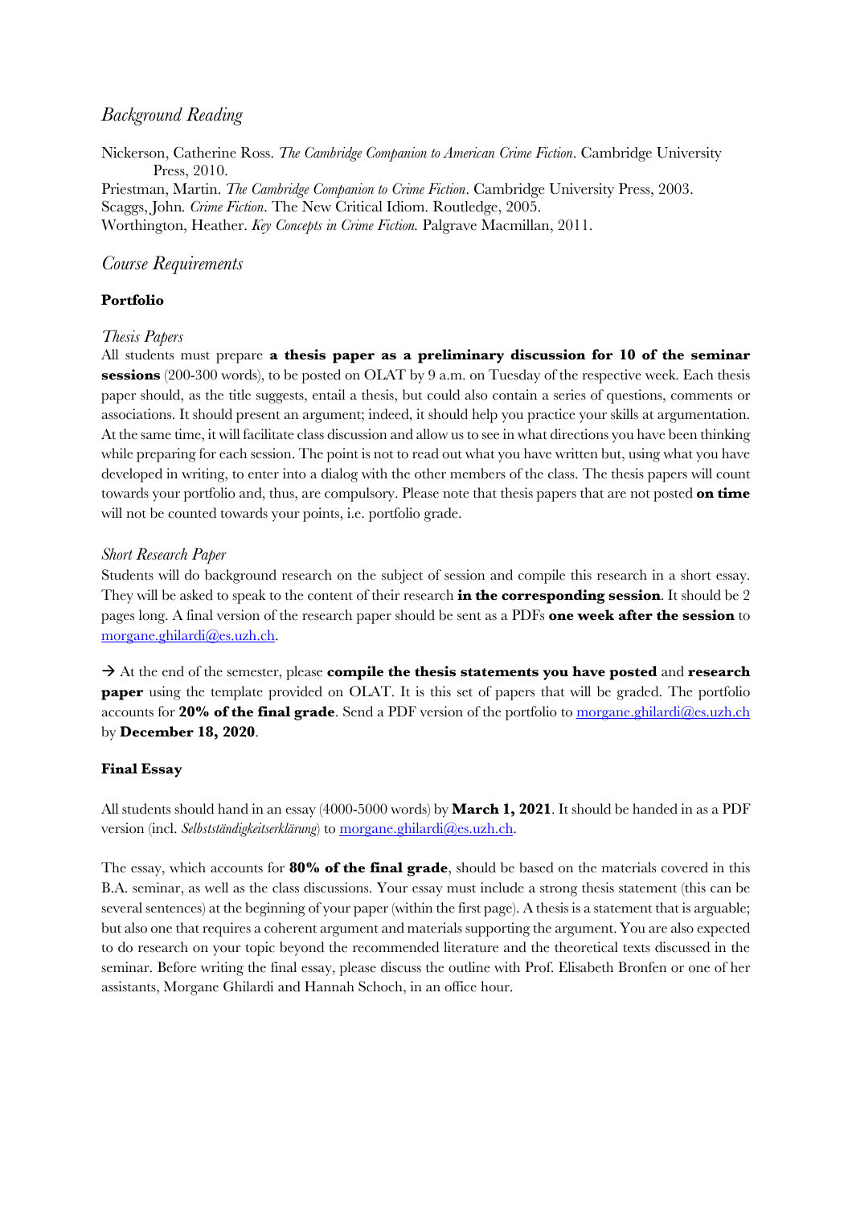## *Background Reading*

Nickerson, Catherine Ross. *The Cambridge Companion to American Crime Fiction*. Cambridge University Press, 2010.

Priestman, Martin. *The Cambridge Companion to Crime Fiction*. Cambridge University Press, 2003.

Scaggs, John. *Crime Fiction*. The New Critical Idiom. Routledge, 2005.

Worthington, Heather. *Key Concepts in Crime Fiction.* Palgrave Macmillan, 2011.

## *Course Requirements*

### **Portfolio**

*Thesis Papers*

All students must prepare **a thesis paper as a preliminary discussion for 10 of the seminar sessions** (200-300 words), to be posted on OLAT by 9 a.m. on Tuesday of the respective week. Each thesis paper should, as the title suggests, entail a thesis, but could also contain a series of questions, comments or associations. It should present an argument; indeed, it should help you practice your skills at argumentation. At the same time, it will facilitate class discussion and allow us to see in what directions you have been thinking while preparing for each session. The point is not to read out what you have written but, using what you have developed in writing, to enter into a dialog with the other members of the class. The thesis papers will count towards your portfolio and, thus, are compulsory. Please note that thesis papers that are not posted **on time** will not be counted towards your points, i.e. portfolio grade.

*Short Research Paper*

Students will do background research on the subject of session and compile this research in a short essay. They will be asked to speak to the content of their research **in the corresponding session**. It should be 2 pages long. A final version of the research paper should be sent as a PDFs **one week after the session** to morgane.ghilardi@es.uzh.ch.

→ At the end of the semester, please **compile the thesis statements you have posted** and **research paper** using the template provided on OLAT. It is this set of papers that will be graded. The portfolio accounts for **20% of the final grade**. Send a PDF version of the portfolio to morgane.ghilardi@es.uzh.ch by **December 18, 2020**.

### **Final Essay**

All students should hand in an essay (4000-5000 words) by **March 1, 2021**. It should be handed in as a PDF version (incl. *Selbstständigkeitserklärung*) to morgane.ghilardi@es.uzh.ch.

The essay, which accounts for **80% of the final grade**, should be based on the materials covered in this B.A. seminar, as well as the class discussions. Your essay must include a strong thesis statement (this can be several sentences) at the beginning of your paper (within the first page). A thesis is a statement that is arguable; but also one that requires a coherent argument and materials supporting the argument. You are also expected to do research on your topic beyond the recommended literature and the theoretical texts discussed in the seminar. Before writing the final essay, please discuss the outline with Prof. Elisabeth Bronfen or one of her assistants, Morgane Ghilardi and Hannah Schoch, in an office hour.